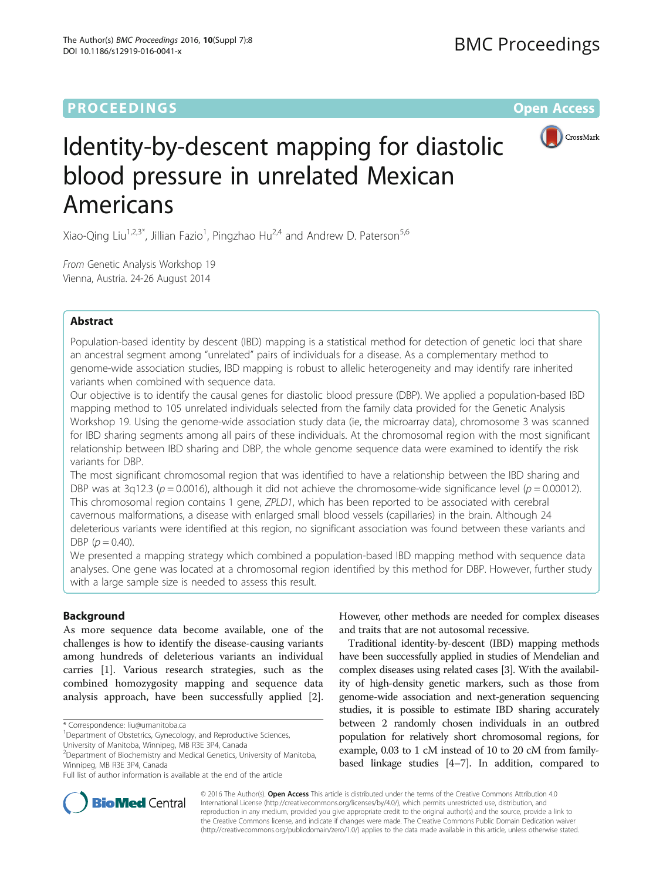PROCEEDINGS **Open Access**

# Identity-by-descent mapping for diastolic blood pressure in unrelated Mexican Americans

Xiao-Qing Liu[1,2,3*], Jillian Fazio[1], Pingzhao Hu[2,4] and Andrew D. Paterson[5,6]

*From* Genetic Analysis Workshop 19
Vienna, Austria. 24-26 August 2014

## Abstract

Population-based identity by descent (IBD) mapping is a statistical method for detection of genetic loci that share an ancestral segment among "unrelated" pairs of individuals for a disease. As a complementary method to genome-wide association studies, IBD mapping is robust to allelic heterogeneity and may identify rare inherited variants when combined with sequence data.

Our objective is to identify the causal genes for diastolic blood pressure (DBP). We applied a population-based IBD mapping method to 105 unrelated individuals selected from the family data provided for the Genetic Analysis Workshop 19. Using the genome-wide association study data (ie, the microarray data), chromosome 3 was scanned for IBD sharing segments among all pairs of these individuals. At the chromosomal region with the most significant relationship between IBD sharing and DBP, the whole genome sequence data were examined to identify the risk variants for DBP.

The most significant chromosomal region that was identified to have a relationship between the IBD sharing and DBP was at 3q12.3 ($p = 0.0016$), although it did not achieve the chromosome-wide significance level ($p = 0.00012$). This chromosomal region contains 1 gene, *ZPLD1*, which has been reported to be associated with cerebral cavernous malformations, a disease with enlarged small blood vessels (capillaries) in the brain. Although 24 deleterious variants were identified at this region, no significant association was found between these variants and DBP ($p = 0.40$).

We presented a mapping strategy which combined a population-based IBD mapping method with sequence data analyses. One gene was located at a chromosomal region identified by this method for DBP. However, further study with a large sample size is needed to assess this result.

## Background

As more sequence data become available, one of the challenges is how to identify the disease-causing variants among hundreds of deleterious variants an individual carries [1]. Various research strategies, such as the combined homozygosity mapping and sequence data analysis approach, have been successfully applied [2]. However, other methods are needed for complex diseases and traits that are not autosomal recessive.

Traditional identity-by-descent (IBD) mapping methods have been successfully applied in studies of Mendelian and complex diseases using related cases [3]. With the availability of high-density genetic markers, such as those from genome-wide association and next-generation sequencing studies, it is possible to estimate IBD sharing accurately between 2 randomly chosen individuals in an outbred population for relatively short chromosomal regions, for example, 0.03 to 1 cM instead of 10 to 20 cM from family-based linkage studies [4–7]. In addition, compared to

\* Correspondence: liu@umanitoba.ca
[1]Department of Obstetrics, Gynecology, and Reproductive Sciences, University of Manitoba, Winnipeg, MB R3E 3P4, Canada
[2]Department of Biochemistry and Medical Genetics, University of Manitoba, Winnipeg, MB R3E 3P4, Canada
Full list of author information is available at the end of the article

© 2016 The Author(s). **Open Access** This article is distributed under the terms of the Creative Commons Attribution 4.0 International License (http://creativecommons.org/licenses/by/4.0/), which permits unrestricted use, distribution, and reproduction in any medium, provided you give appropriate credit to the original author(s) and the source, provide a link to the Creative Commons license, and indicate if changes were made. The Creative Commons Public Domain Dedication waiver (http://creativecommons.org/publicdomain/zero/1.0/) applies to the data made available in this article, unless otherwise stated.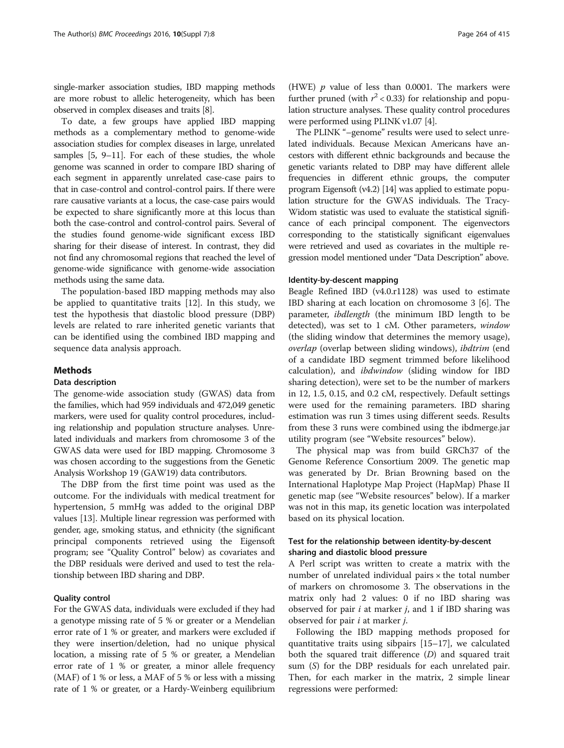single-marker association studies, IBD mapping methods are more robust to allelic heterogeneity, which has been observed in complex diseases and traits [8].

To date, a few groups have applied IBD mapping methods as a complementary method to genome-wide association studies for complex diseases in large, unrelated samples [5, 9–11]. For each of these studies, the whole genome was scanned in order to compare IBD sharing of each segment in apparently unrelated case-case pairs to that in case-control and control-control pairs. If there were rare causative variants at a locus, the case-case pairs would be expected to share significantly more at this locus than both the case-control and control-control pairs. Several of the studies found genome-wide significant excess IBD sharing for their disease of interest. In contrast, they did not find any chromosomal regions that reached the level of genome-wide significance with genome-wide association methods using the same data.

The population-based IBD mapping methods may also be applied to quantitative traits [12]. In this study, we test the hypothesis that diastolic blood pressure (DBP) levels are related to rare inherited genetic variants that can be identified using the combined IBD mapping and sequence data analysis approach.

## Methods

### Data description

The genome-wide association study (GWAS) data from the families, which had 959 individuals and 472,049 genetic markers, were used for quality control procedures, including relationship and population structure analyses. Unrelated individuals and markers from chromosome 3 of the GWAS data were used for IBD mapping. Chromosome 3 was chosen according to the suggestions from the Genetic Analysis Workshop 19 (GAW19) data contributors.

The DBP from the first time point was used as the outcome. For the individuals with medical treatment for hypertension, 5 mmHg was added to the original DBP values [13]. Multiple linear regression was performed with gender, age, smoking status, and ethnicity (the significant principal components retrieved using the Eigensoft program; see "Quality Control" below) as covariates and the DBP residuals were derived and used to test the relationship between IBD sharing and DBP.

#### Quality control

For the GWAS data, individuals were excluded if they had a genotype missing rate of 5 % or greater or a Mendelian error rate of 1 % or greater, and markers were excluded if they were insertion/deletion, had no unique physical location, a missing rate of 5 % or greater, a Mendelian error rate of 1 % or greater, a minor allele frequency (MAF) of 1 % or less, a MAF of 5 % or less with a missing rate of 1 % or greater, or a Hardy-Weinberg equilibrium (HWE) $p$ value of less than 0.0001. The markers were further pruned (with $r^2 < 0.33$) for relationship and population structure analyses. These quality control procedures were performed using PLINK v1.07 [4].

The PLINK "–genome" results were used to select unrelated individuals. Because Mexican Americans have ancestors with different ethnic backgrounds and because the genetic variants related to DBP may have different allele frequencies in different ethnic groups, the computer program Eigensoft (v4.2) [14] was applied to estimate population structure for the GWAS individuals. The Tracy-Widom statistic was used to evaluate the statistical significance of each principal component. The eigenvectors corresponding to the statistically significant eigenvalues were retrieved and used as covariates in the multiple regression model mentioned under "Data Description" above.

#### Identity-by-descent mapping

Beagle Refined IBD (v4.0.r1128) was used to estimate IBD sharing at each location on chromosome 3 [6]. The parameter, *ibdlength* (the minimum IBD length to be detected), was set to 1 cM. Other parameters, *window* (the sliding window that determines the memory usage), *overlap* (overlap between sliding windows), *ibdtrim* (end of a candidate IBD segment trimmed before likelihood calculation), and *ibdwindow* (sliding window for IBD sharing detection), were set to be the number of markers in 12, 1.5, 0.15, and 0.2 cM, respectively. Default settings were used for the remaining parameters. IBD sharing estimation was run 3 times using different seeds. Results from these 3 runs were combined using the ibdmerge.jar utility program (see "Website resources" below).

The physical map was from build GRCh37 of the Genome Reference Consortium 2009. The genetic map was generated by Dr. Brian Browning based on the International Haplotype Map Project (HapMap) Phase II genetic map (see "Website resources" below). If a marker was not in this map, its genetic location was interpolated based on its physical location.

#### Test for the relationship between identity-by-descent sharing and diastolic blood pressure

A Perl script was written to create a matrix with the number of unrelated individual pairs × the total number of markers on chromosome 3. The observations in the matrix only had 2 values: 0 if no IBD sharing was observed for pair $i$ at marker $j$, and 1 if IBD sharing was observed for pair $i$ at marker $j$.

Following the IBD mapping methods proposed for quantitative traits using sibpairs [15–17], we calculated both the squared trait difference ($D$) and squared trait sum ($S$) for the DBP residuals for each unrelated pair. Then, for each marker in the matrix, 2 simple linear regressions were performed: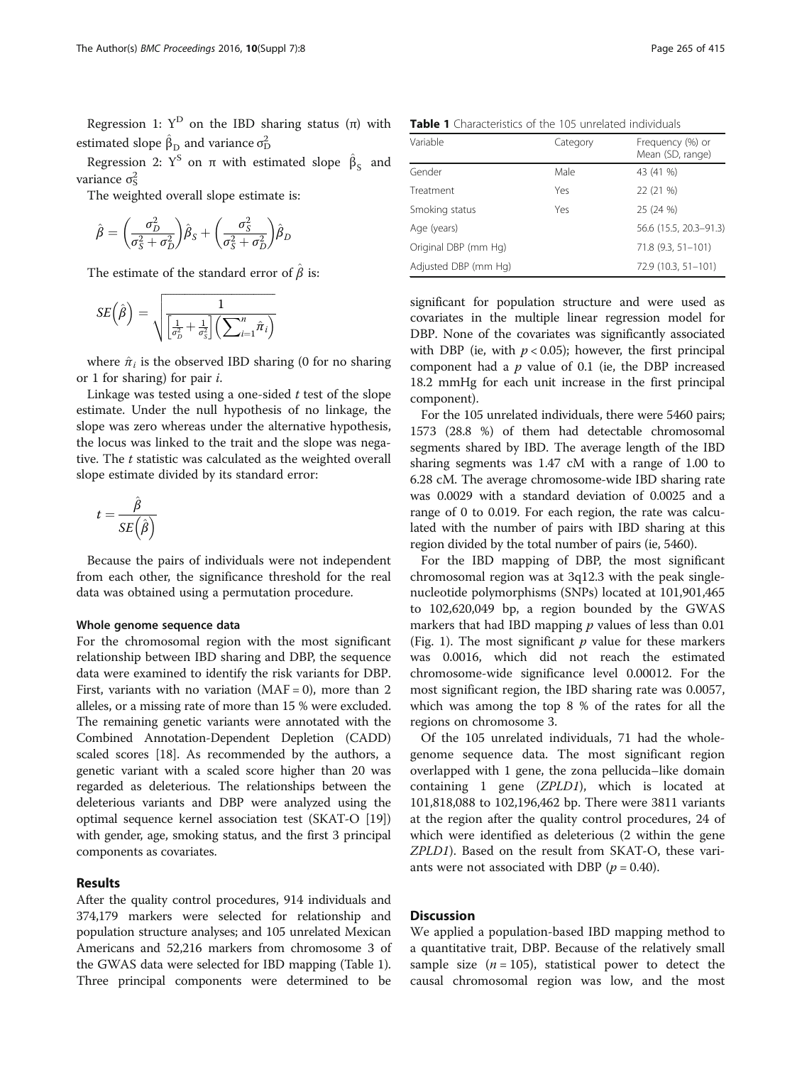Regression 1: $Y^D$ on the IBD sharing status ($\pi$) with estimated slope $\hat{\beta}_D$ and variance $\sigma_D^2$

Regression 2: $Y^S$ on $\pi$ with estimated slope $\hat{\beta}_S$ and variance $\sigma_S^2$

The weighted overall slope estimate is:

$$\hat{\beta} = \left(\frac{\sigma_D^2}{\sigma_S^2 + \sigma_D^2}\right)\hat{\beta}_S + \left(\frac{\sigma_S^2}{\sigma_S^2 + \sigma_D^2}\right)\hat{\beta}_D$$

The estimate of the standard error of $\hat{\beta}$ is:

$$SE\left(\hat{\beta}\right) = \sqrt{\frac{1}{\left[\frac{1}{\sigma_D^2} + \frac{1}{\sigma_S^2}\right]\left(\sum_{i=1}^{n} \hat{\pi}_i\right)}}$$

where $\hat{\pi}_i$ is the observed IBD sharing (0 for no sharing or 1 for sharing) for pair $i$.

Linkage was tested using a one-sided $t$ test of the slope estimate. Under the null hypothesis of no linkage, the slope was zero whereas under the alternative hypothesis, the locus was linked to the trait and the slope was negative. The $t$ statistic was calculated as the weighted overall slope estimate divided by its standard error:

$$t = \frac{\hat{\beta}}{SE\left(\hat{\beta}\right)}$$

Because the pairs of individuals were not independent from each other, the significance threshold for the real data was obtained using a permutation procedure.

#### Whole genome sequence data

For the chromosomal region with the most significant relationship between IBD sharing and DBP, the sequence data were examined to identify the risk variants for DBP. First, variants with no variation (MAF = 0), more than 2 alleles, or a missing rate of more than 15 % were excluded. The remaining genetic variants were annotated with the Combined Annotation-Dependent Depletion (CADD) scaled scores [18]. As recommended by the authors, a genetic variant with a scaled score higher than 20 was regarded as deleterious. The relationships between the deleterious variants and DBP were analyzed using the optimal sequence kernel association test (SKAT-O [19]) with gender, age, smoking status, and the first 3 principal components as covariates.

## Results

After the quality control procedures, 914 individuals and 374,179 markers were selected for relationship and population structure analyses; and 105 unrelated Mexican Americans and 52,216 markers from chromosome 3 of the GWAS data were selected for IBD mapping (Table 1). Three principal components were determined to be significant for population structure and were used as covariates in the multiple linear regression model for DBP. None of the covariates was significantly associated with DBP (ie, with $p < 0.05$); however, the first principal component had a $p$ value of 0.1 (ie, the DBP increased 18.2 mmHg for each unit increase in the first principal component).

**Table 1** Characteristics of the 105 unrelated individuals

| Variable | Category | Frequency (%) or Mean (SD, range) |
|---|---|---|
| Gender | Male | 43 (41 %) |
| Treatment | Yes | 22 (21 %) |
| Smoking status | Yes | 25 (24 %) |
| Age (years) | | 56.6 (15.5, 20.3–91.3) |
| Original DBP (mm Hg) | | 71.8 (9.3, 51–101) |
| Adjusted DBP (mm Hg) | | 72.9 (10.3, 51–101) |

For the 105 unrelated individuals, there were 5460 pairs; 1573 (28.8 %) of them had detectable chromosomal segments shared by IBD. The average length of the IBD sharing segments was 1.47 cM with a range of 1.00 to 6.28 cM. The average chromosome-wide IBD sharing rate was 0.0029 with a standard deviation of 0.0025 and a range of 0 to 0.019. For each region, the rate was calculated with the number of pairs with IBD sharing at this region divided by the total number of pairs (ie, 5460).

For the IBD mapping of DBP, the most significant chromosomal region was at 3q12.3 with the peak single-nucleotide polymorphisms (SNPs) located at 101,901,465 to 102,620,049 bp, a region bounded by the GWAS markers that had IBD mapping $p$ values of less than 0.01 (Fig. 1). The most significant $p$ value for these markers was 0.0016, which did not reach the estimated chromosome-wide significance level 0.00012. For the most significant region, the IBD sharing rate was 0.0057, which was among the top 8 % of the rates for all the regions on chromosome 3.

Of the 105 unrelated individuals, 71 had the whole-genome sequence data. The most significant region overlapped with 1 gene, the zona pellucida–like domain containing 1 gene (*ZPLD1*), which is located at 101,818,088 to 102,196,462 bp. There were 3811 variants at the region after the quality control procedures, 24 of which were identified as deleterious (2 within the gene *ZPLD1*). Based on the result from SKAT-O, these variants were not associated with DBP ($p = 0.40$).

## Discussion

We applied a population-based IBD mapping method to a quantitative trait, DBP. Because of the relatively small sample size ($n = 105$), statistical power to detect the causal chromosomal region was low, and the most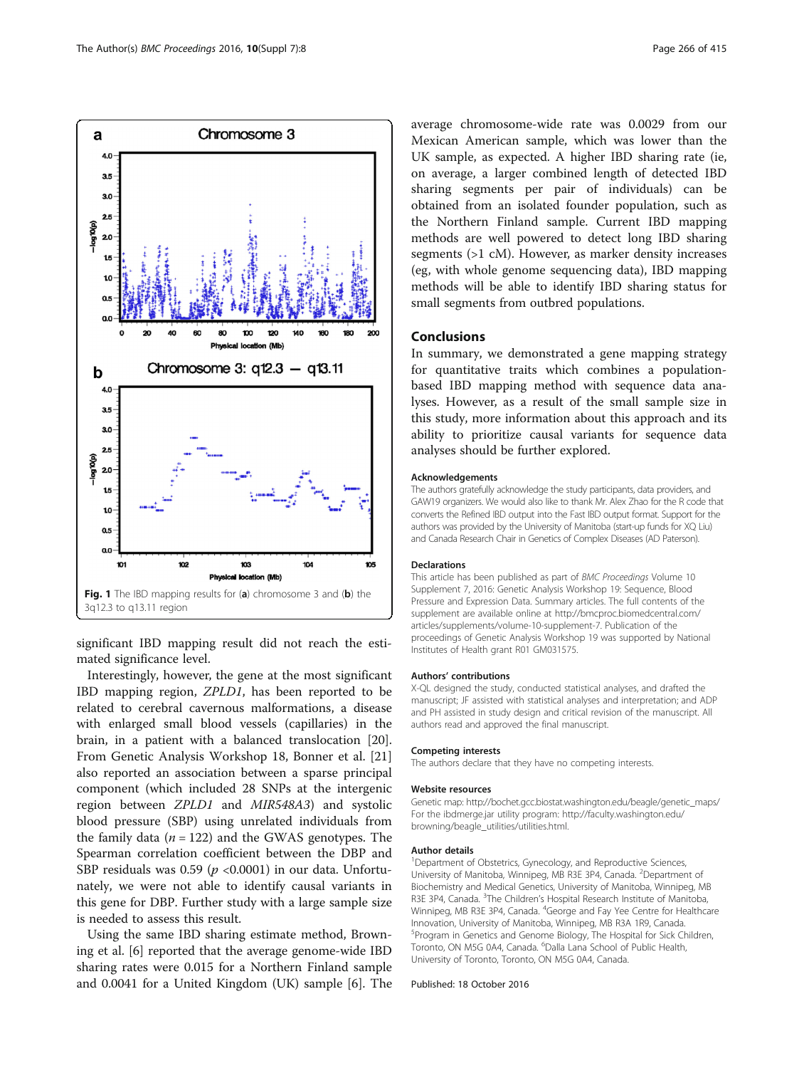Fig. 1 The IBD mapping results for (**a**) chromosome 3 and (**b**) the 3q12.3 to q13.11 region

significant IBD mapping result did not reach the estimated significance level.

Interestingly, however, the gene at the most significant IBD mapping region, *ZPLD1*, has been reported to be related to cerebral cavernous malformations, a disease with enlarged small blood vessels (capillaries) in the brain, in a patient with a balanced translocation [20]. From Genetic Analysis Workshop 18, Bonner et al. [21] also reported an association between a sparse principal component (which included 28 SNPs at the intergenic region between *ZPLD1* and *MIR548A3*) and systolic blood pressure (SBP) using unrelated individuals from the family data ($n = 122$) and the GWAS genotypes. The Spearman correlation coefficient between the DBP and SBP residuals was 0.59 ($p < 0.0001$) in our data. Unfortunately, we were not able to identify causal variants in this gene for DBP. Further study with a large sample size is needed to assess this result.

Using the same IBD sharing estimate method, Browning et al. [6] reported that the average genome-wide IBD sharing rates were 0.015 for a Northern Finland sample and 0.0041 for a United Kingdom (UK) sample [6]. The average chromosome-wide rate was 0.0029 from our Mexican American sample, which was lower than the UK sample, as expected. A higher IBD sharing rate (ie, on average, a larger combined length of detected IBD sharing segments per pair of individuals) can be obtained from an isolated founder population, such as the Northern Finland sample. Current IBD mapping methods are well powered to detect long IBD sharing segments (>1 cM). However, as marker density increases (eg, with whole genome sequencing data), IBD mapping methods will be able to identify IBD sharing status for small segments from outbred populations.

## Conclusions

In summary, we demonstrated a gene mapping strategy for quantitative traits which combines a population-based IBD mapping method with sequence data analyses. However, as a result of the small sample size in this study, more information about this approach and its ability to prioritize causal variants for sequence data analyses should be further explored.

### Acknowledgements

The authors gratefully acknowledge the study participants, data providers, and GAW19 organizers. We would also like to thank Mr. Alex Zhao for the R code that converts the Refined IBD output into the Fast IBD output format. Support for the authors was provided by the University of Manitoba (start-up funds for XQ Liu) and Canada Research Chair in Genetics of Complex Diseases (AD Paterson).

### Declarations

This article has been published as part of *BMC Proceedings* Volume 10 Supplement 7, 2016: Genetic Analysis Workshop 19: Sequence, Blood Pressure and Expression Data. Summary articles. The full contents of the supplement are available online at http://bmcproc.biomedcentral.com/articles/supplements/volume-10-supplement-7. Publication of the proceedings of Genetic Analysis Workshop 19 was supported by National Institutes of Health grant R01 GM031575.

### Authors' contributions

X-QL designed the study, conducted statistical analyses, and drafted the manuscript; JF assisted with statistical analyses and interpretation; and ADP and PH assisted in study design and critical revision of the manuscript. All authors read and approved the final manuscript.

### Competing interests

The authors declare that they have no competing interests.

### Website resources

Genetic map: http://bochet.gcc.biostat.washington.edu/beagle/genetic_maps/
For the ibdmerge.jar utility program: http://faculty.washington.edu/browning/beagle_utilities/utilities.html.

### Author details

[1]Department of Obstetrics, Gynecology, and Reproductive Sciences, University of Manitoba, Winnipeg, MB R3E 3P4, Canada. [2]Department of Biochemistry and Medical Genetics, University of Manitoba, Winnipeg, MB R3E 3P4, Canada. [3]The Children's Hospital Research Institute of Manitoba, Winnipeg, MB R3E 3P4, Canada. [4]George and Fay Yee Centre for Healthcare Innovation, University of Manitoba, Winnipeg, MB R3A 1R9, Canada. [5]Program in Genetics and Genome Biology, The Hospital for Sick Children, Toronto, ON M5G 0A4, Canada. [6]Dalla Lana School of Public Health, University of Toronto, Toronto, ON M5G 0A4, Canada.

Published: 18 October 2016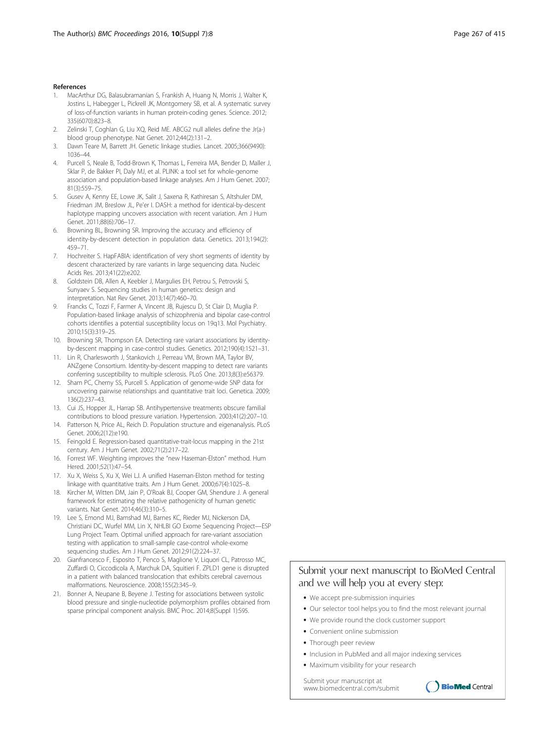## References

1. MacArthur DG, Balasubramanian S, Frankish A, Huang N, Morris J, Walter K, Jostins L, Habegger L, Pickrell JK, Montgomery SB, et al. A systematic survey of loss-of-function variants in human protein-coding genes. Science. 2012; 335(6070):823–8.
2. Zelinski T, Coghlan G, Liu XQ, Reid ME. ABCG2 null alleles define the Jr(a-) blood group phenotype. Nat Genet. 2012;44(2):131–2.
3. Dawn Teare M, Barrett JH. Genetic linkage studies. Lancet. 2005;366(9490): 1036–44.
4. Purcell S, Neale B, Todd-Brown K, Thomas L, Ferreira MA, Bender D, Maller J, Sklar P, de Bakker PI, Daly MJ, et al. PLINK: a tool set for whole-genome association and population-based linkage analyses. Am J Hum Genet. 2007; 81(3):559–75.
5. Gusev A, Kenny EE, Lowe JK, Salit J, Saxena R, Kathiresan S, Altshuler DM, Friedman JM, Breslow JL, Pe'er I. DASH: a method for identical-by-descent haplotype mapping uncovers association with recent variation. Am J Hum Genet. 2011;88(6):706–17.
6. Browning BL, Browning SR. Improving the accuracy and efficiency of identity-by-descent detection in population data. Genetics. 2013;194(2): 459–71.
7. Hochreiter S. HapFABIA: identification of very short segments of identity by descent characterized by rare variants in large sequencing data. Nucleic Acids Res. 2013;41(22):e202.
8. Goldstein DB, Allen A, Keebler J, Margulies EH, Petrou S, Petrovski S, Sunyaev S. Sequencing studies in human genetics: design and interpretation. Nat Rev Genet. 2013;14(7):460–70.
9. Francks C, Tozzi F, Farmer A, Vincent JB, Rujescu D, St Clair D, Muglia P. Population-based linkage analysis of schizophrenia and bipolar case-control cohorts identifies a potential susceptibility locus on 19q13. Mol Psychiatry. 2010;15(3):319–25.
10. Browning SR, Thompson EA. Detecting rare variant associations by identity-by-descent mapping in case-control studies. Genetics. 2012;190(4):1521–31.
11. Lin R, Charlesworth J, Stankovich J, Perreau VM, Brown MA, Taylor BV, ANZgene Consortium. Identity-by-descent mapping to detect rare variants conferring susceptibility to multiple sclerosis. PLoS One. 2013;8(3):e56379.
12. Sham PC, Cherny SS, Purcell S. Application of genome-wide SNP data for uncovering pairwise relationships and quantitative trait loci. Genetica. 2009; 136(2):237–43.
13. Cui JS, Hopper JL, Harrap SB. Antihypertensive treatments obscure familial contributions to blood pressure variation. Hypertension. 2003;41(2):207–10.
14. Patterson N, Price AL, Reich D. Population structure and eigenanalysis. PLoS Genet. 2006;2(12):e190.
15. Feingold E. Regression-based quantitative-trait-locus mapping in the 21st century. Am J Hum Genet. 2002;71(2):217–22.
16. Forrest WF. Weighting improves the "new Haseman-Elston" method. Hum Hered. 2001;52(1):47–54.
17. Xu X, Weiss S, Xu X, Wei LJ. A unified Haseman-Elston method for testing linkage with quantitative traits. Am J Hum Genet. 2000;67(4):1025–8.
18. Kircher M, Witten DM, Jain P, O'Roak BJ, Cooper GM, Shendure J. A general framework for estimating the relative pathogenicity of human genetic variants. Nat Genet. 2014;46(3):310–5.
19. Lee S, Emond MJ, Bamshad MJ, Barnes KC, Rieder MJ, Nickerson DA, Christiani DC, Wurfel MM, Lin X, NHLBI GO Exome Sequencing Project—ESP Lung Project Team. Optimal unified approach for rare-variant association testing with application to small-sample case-control whole-exome sequencing studies. Am J Hum Genet. 2012;91(2):224–37.
20. Gianfrancesco F, Esposito T, Penco S, Maglione V, Liquori CL, Patrosso MC, Zuffardi O, Ciccodicola A, Marchuk DA, Squitieri F. ZPLD1 gene is disrupted in a patient with balanced translocation that exhibits cerebral cavernous malformations. Neuroscience. 2008;155(2):345–9.
21. Bonner A, Neupane B, Beyene J. Testing for associations between systolic blood pressure and single-nucleotide polymorphism profiles obtained from sparse principal component analysis. BMC Proc. 2014;8(Suppl 1):S95.

Submit your next manuscript to BioMed Central and we will help you at every step:

- We accept pre-submission inquiries
- Our selector tool helps you to find the most relevant journal
- We provide round the clock customer support
- Convenient online submission
- Thorough peer review
- Inclusion in PubMed and all major indexing services
- Maximum visibility for your research

Submit your manuscript at www.biomedcentral.com/submit

BioMed Central